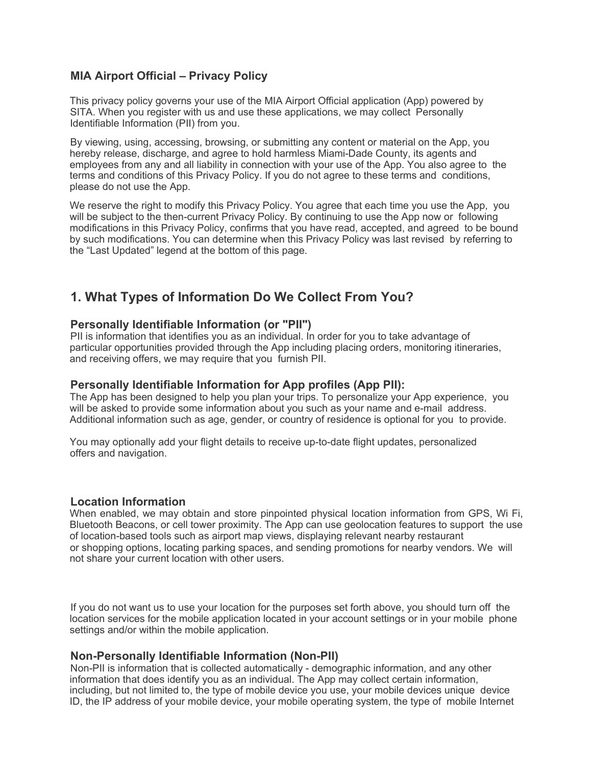## MIA Airport Official – Privacy Policy

This privacy policy governs your use of the MIA Airport Official application (App) powered by SITA. When you register with us and use these applications, we may collect Personally Identifiable Information (PII) from you.

By viewing, using, accessing, browsing, or submitting any content or material on the App, you hereby release, discharge, and agree to hold harmless Miami-Dade County, its agents and employees from any and all liability in connection with your use of the App. You also agree to the terms and conditions of this Privacy Policy. If you do not agree to these terms and conditions, please do not use the App.

We reserve the right to modify this Privacy Policy. You agree that each time you use the App, you will be subject to the then-current Privacy Policy. By continuing to use the App now or following modifications in this Privacy Policy, confirms that you have read, accepted, and agreed to be bound by such modifications. You can determine when this Privacy Policy was last revised by referring to the "Last Updated" legend at the bottom of this page.

# 1. What Types of Information Do We Collect From You?

### Personally Identifiable Information (or "PII")

PII is information that identifies you as an individual. In order for you to take advantage of particular opportunities provided through the App including placing orders, monitoring itineraries, and receiving offers, we may require that you furnish PII.

### Personally Identifiable Information for App profiles (App PII):

The App has been designed to help you plan your trips. To personalize your App experience, you will be asked to provide some information about you such as your name and e-mail address. Additional information such as age, gender, or country of residence is optional for you to provide.

You may optionally add your flight details to receive up-to-date flight updates, personalized offers and navigation.

### Location Information

When enabled, we may obtain and store pinpointed physical location information from GPS, Wi Fi, Bluetooth Beacons, or cell tower proximity. The App can use geolocation features to support the use of location-based tools such as airport map views, displaying relevant nearby restaurant or shopping options, locating parking spaces, and sending promotions for nearby vendors. We will not share your current location with other users.

If you do not want us to use your location for the purposes set forth above, you should turn off the location services for the mobile application located in your account settings or in your mobile phone settings and/or within the mobile application.

### Non-Personally Identifiable Information (Non-PII)

Non-PII is information that is collected automatically - demographic information, and any other information that does identify you as an individual. The App may collect certain information, including, but not limited to, the type of mobile device you use, your mobile devices unique device ID, the IP address of your mobile device, your mobile operating system, the type of mobile Internet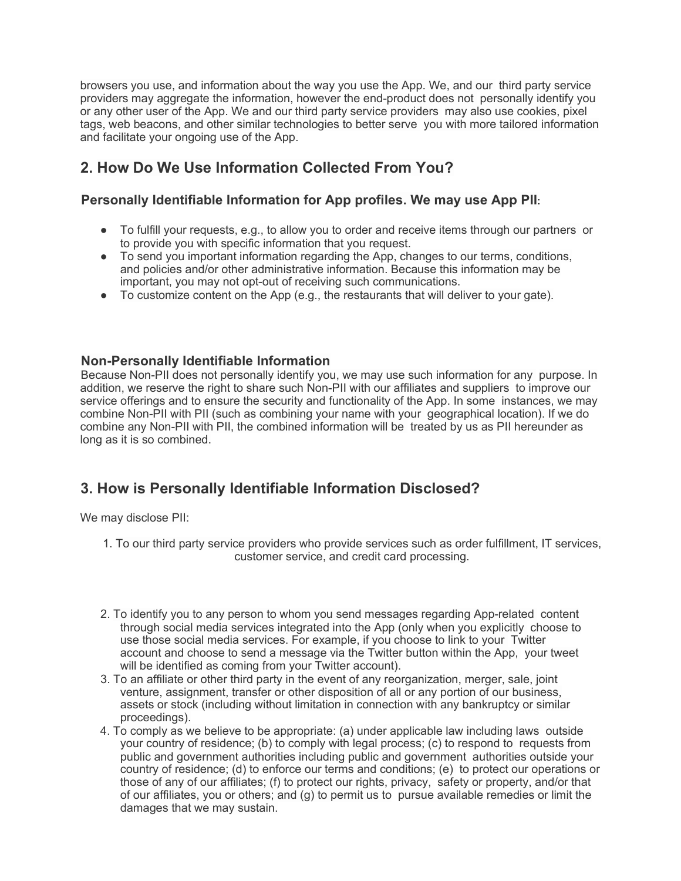browsers you use, and information about the way you use the App. We, and our third party service providers may aggregate the information, however the end-product does not personally identify you or any other user of the App. We and our third party service providers may also use cookies, pixel tags, web beacons, and other similar technologies to better serve you with more tailored information and facilitate your ongoing use of the App.

## 2. How Do We Use Information Collected From You?

### Personally Identifiable Information for App profiles. We may use App PII:

- To fulfill your requests, e.g., to allow you to order and receive items through our partners or to provide you with specific information that you request.
- To send you important information regarding the App, changes to our terms, conditions, and policies and/or other administrative information. Because this information may be important, you may not opt-out of receiving such communications.
- To customize content on the App (e.g., the restaurants that will deliver to your gate).

### Non-Personally Identifiable Information

Because Non-PII does not personally identify you, we may use such information for any purpose. In addition, we reserve the right to share such Non-PII with our affiliates and suppliers to improve our service offerings and to ensure the security and functionality of the App. In some instances, we may combine Non-PII with PII (such as combining your name with your geographical location). If we do combine any Non-PII with PII, the combined information will be treated by us as PII hereunder as long as it is so combined.

## 3. How is Personally Identifiable Information Disclosed?

We may disclose PII:

1. To our third party service providers who provide services such as order fulfillment, IT services, customer service, and credit card processing.
2. To identify you to any person to whom you send messages regarding App-related content through social media services integrated into the App (only when you explicitly choose to use those social media services. For example, if you choose to link to your Twitter account and choose to send a message via the Twitter button within the App, your tweet will be identified as coming from your Twitter account).
3. To an affiliate or other third party in the event of any reorganization, merger, sale, joint venture, assignment, transfer or other disposition of all or any portion of our business, assets or stock (including without limitation in connection with any bankruptcy or similar proceedings).
4. To comply as we believe to be appropriate: (a) under applicable law including laws outside your country of residence; (b) to comply with legal process; (c) to respond to requests from public and government authorities including public and government authorities outside your country of residence; (d) to enforce our terms and conditions; (e) to protect our operations or those of any of our affiliates; (f) to protect our rights, privacy, safety or property, and/or that of our affiliates, you or others; and (g) to permit us to pursue available remedies or limit the damages that we may sustain.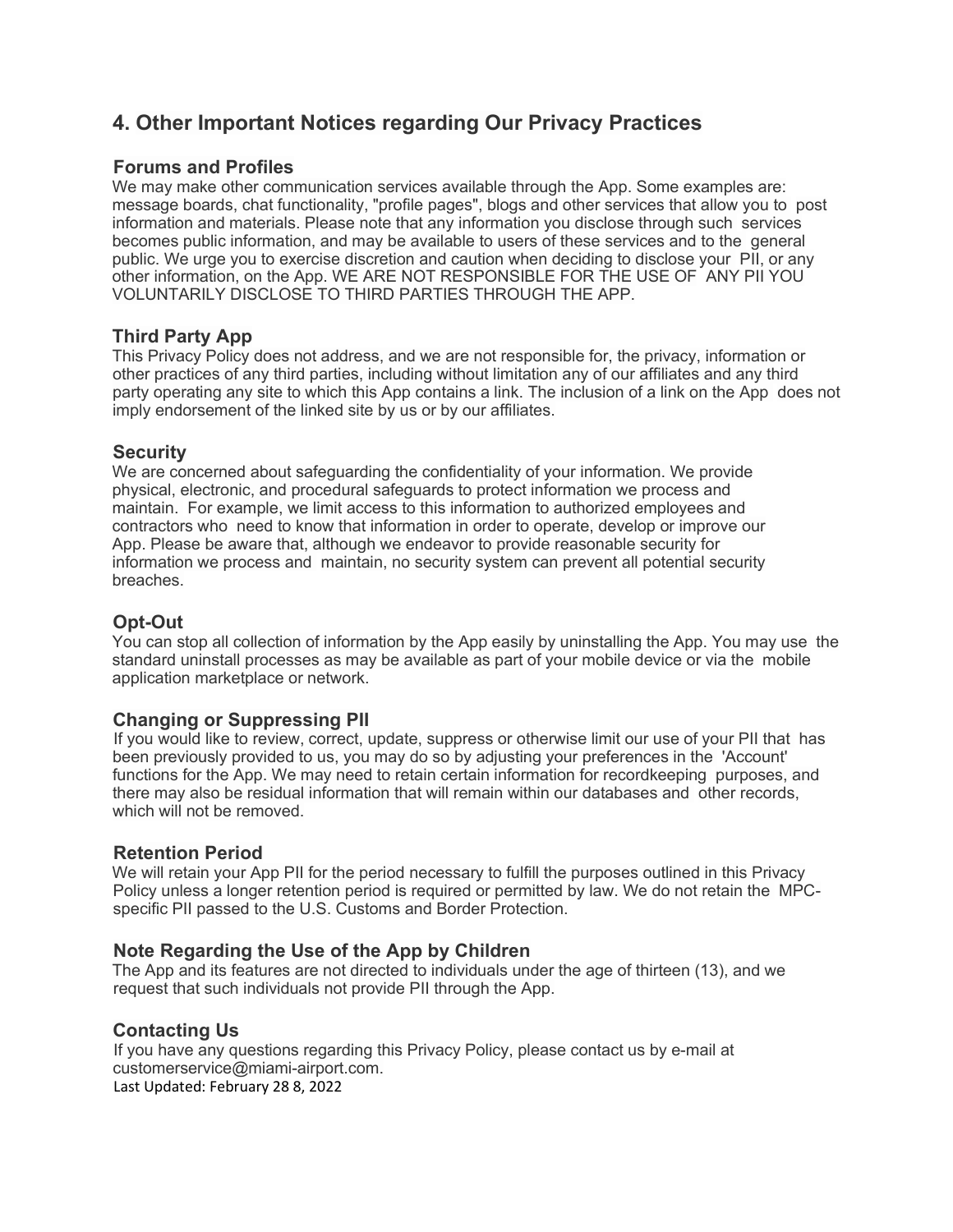## 4. Other Important Notices regarding Our Privacy Practices

### Forums and Profiles

We may make other communication services available through the App. Some examples are: message boards, chat functionality, "profile pages", blogs and other services that allow you to post information and materials. Please note that any information you disclose through such services becomes public information, and may be available to users of these services and to the general public. We urge you to exercise discretion and caution when deciding to disclose your PII, or any other information, on the App. WE ARE NOT RESPONSIBLE FOR THE USE OF ANY PII YOU VOLUNTARILY DISCLOSE TO THIRD PARTIES THROUGH THE APP.

### Third Party App

This Privacy Policy does not address, and we are not responsible for, the privacy, information or other practices of any third parties, including without limitation any of our affiliates and any third party operating any site to which this App contains a link. The inclusion of a link on the App does not imply endorsement of the linked site by us or by our affiliates.

### Security

We are concerned about safeguarding the confidentiality of your information. We provide physical, electronic, and procedural safeguards to protect information we process and maintain. For example, we limit access to this information to authorized employees and contractors who need to know that information in order to operate, develop or improve our App. Please be aware that, although we endeavor to provide reasonable security for information we process and maintain, no security system can prevent all potential security breaches.

### Opt-Out

You can stop all collection of information by the App easily by uninstalling the App. You may use the standard uninstall processes as may be available as part of your mobile device or via the mobile application marketplace or network.

### Changing or Suppressing PII

If you would like to review, correct, update, suppress or otherwise limit our use of your PII that has been previously provided to us, you may do so by adjusting your preferences in the 'Account' functions for the App. We may need to retain certain information for recordkeeping purposes, and there may also be residual information that will remain within our databases and other records, which will not be removed.

### Retention Period

We will retain your App PII for the period necessary to fulfill the purposes outlined in this Privacy Policy unless a longer retention period is required or permitted by law. We do not retain the MPC-specific PII passed to the U.S. Customs and Border Protection.

### Note Regarding the Use of the App by Children

The App and its features are not directed to individuals under the age of thirteen (13), and we request that such individuals not provide PII through the App.

### Contacting Us

If you have any questions regarding this Privacy Policy, please contact us by e-mail at customerservice@miami-airport.com.

Last Updated: February 28 8, 2022